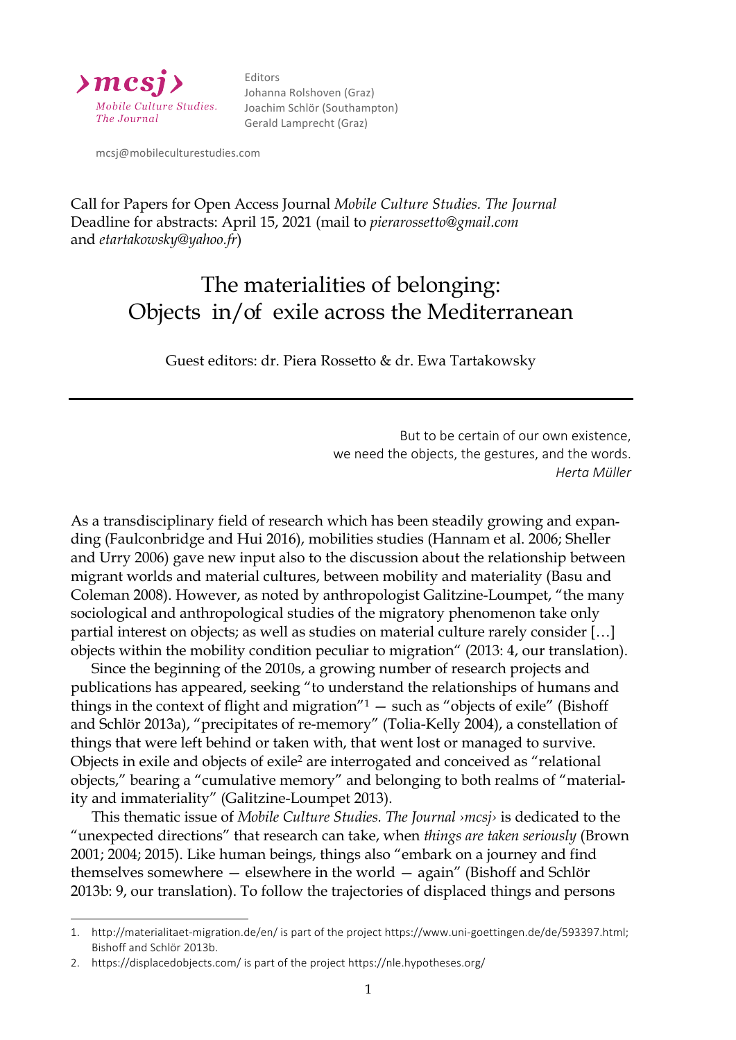›mcsj›
*Mobile Culture Studies. The Journal*

Editors
Johanna Rolshoven (Graz)
Joachim Schlör (Southampton)
Gerald Lamprecht (Graz)

mcsj@mobileculturestudies.com

Call for Papers for Open Access Journal *Mobile Culture Studies. The Journal*
Deadline for abstracts: April 15, 2021 (mail to *pierarossetto@gmail.com* and *etartakowsky@yahoo.fr*)

# The materialities of belonging: Objects in/of exile across the Mediterranean

Guest editors: dr. Piera Rossetto & dr. Ewa Tartakowsky

---

> But to be certain of our own existence,
> we need the objects, the gestures, and the words.
> *Herta Müller*

As a transdisciplinary field of research which has been steadily growing and expanding (Faulconbridge and Hui 2016), mobilities studies (Hannam et al. 2006; Sheller and Urry 2006) gave new input also to the discussion about the relationship between migrant worlds and material cultures, between mobility and materiality (Basu and Coleman 2008). However, as noted by anthropologist Galitzine-Loumpet, "the many sociological and anthropological studies of the migratory phenomenon take only partial interest on objects; as well as studies on material culture rarely consider […] objects within the mobility condition peculiar to migration" (2013: 4, our translation).

Since the beginning of the 2010s, a growing number of research projects and publications has appeared, seeking "to understand the relationships of humans and things in the context of flight and migration"[1] — such as "objects of exile" (Bishoff and Schlör 2013a), "precipitates of re-memory" (Tolia-Kelly 2004), a constellation of things that were left behind or taken with, that went lost or managed to survive. Objects in exile and objects of exile[2] are interrogated and conceived as "relational objects," bearing a "cumulative memory" and belonging to both realms of "materiality and immateriality" (Galitzine-Loumpet 2013).

This thematic issue of *Mobile Culture Studies. The Journal ›mcsj›* is dedicated to the "unexpected directions" that research can take, when *things are taken seriously* (Brown 2001; 2004; 2015). Like human beings, things also "embark on a journey and find themselves somewhere — elsewhere in the world — again" (Bishoff and Schlör 2013b: 9, our translation). To follow the trajectories of displaced things and persons

---

1. http://materialitaet-migration.de/en/ is part of the project https://www.uni-goettingen.de/de/593397.html; Bishoff and Schlör 2013b.
2. https://displacedobjects.com/ is part of the project https://nle.hypotheses.org/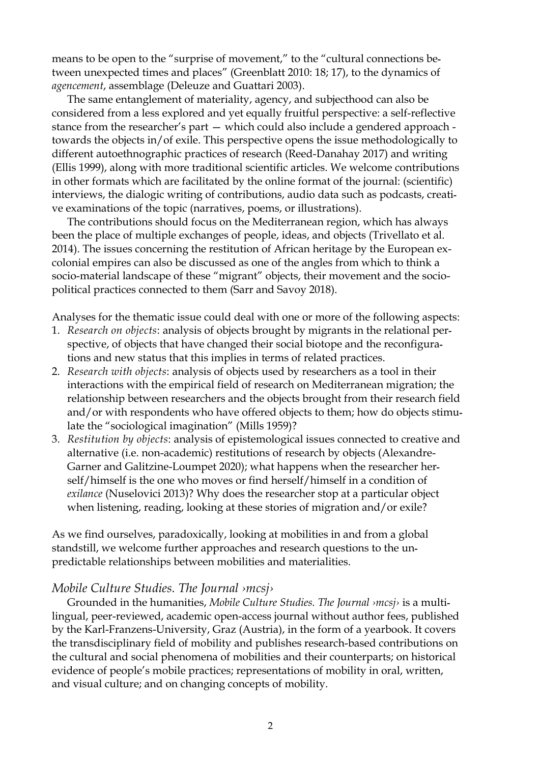means to be open to the "surprise of movement," to the "cultural connections between unexpected times and places" (Greenblatt 2010: 18; 17), to the dynamics of *agencement*, assemblage (Deleuze and Guattari 2003).

The same entanglement of materiality, agency, and subjecthood can also be considered from a less explored and yet equally fruitful perspective: a self-reflective stance from the researcher's part — which could also include a gendered approach - towards the objects in/of exile. This perspective opens the issue methodologically to different autoethnographic practices of research (Reed-Danahay 2017) and writing (Ellis 1999), along with more traditional scientific articles. We welcome contributions in other formats which are facilitated by the online format of the journal: (scientific) interviews, the dialogic writing of contributions, audio data such as podcasts, creative examinations of the topic (narratives, poems, or illustrations).

The contributions should focus on the Mediterranean region, which has always been the place of multiple exchanges of people, ideas, and objects (Trivellato et al. 2014). The issues concerning the restitution of African heritage by the European excolonial empires can also be discussed as one of the angles from which to think a socio-material landscape of these "migrant" objects, their movement and the sociopolitical practices connected to them (Sarr and Savoy 2018).

Analyses for the thematic issue could deal with one or more of the following aspects:

1. *Research on objects*: analysis of objects brought by migrants in the relational perspective, of objects that have changed their social biotope and the reconfigurations and new status that this implies in terms of related practices.
2. *Research with objects*: analysis of objects used by researchers as a tool in their interactions with the empirical field of research on Mediterranean migration; the relationship between researchers and the objects brought from their research field and/or with respondents who have offered objects to them; how do objects stimulate the "sociological imagination" (Mills 1959)?
3. *Restitution by objects*: analysis of epistemological issues connected to creative and alternative (i.e. non-academic) restitutions of research by objects (Alexandre-Garner and Galitzine-Loumpet 2020); what happens when the researcher herself/himself is the one who moves or find herself/himself in a condition of *exilance* (Nuselovici 2013)? Why does the researcher stop at a particular object when listening, reading, looking at these stories of migration and/or exile?

As we find ourselves, paradoxically, looking at mobilities in and from a global standstill, we welcome further approaches and research questions to the unpredictable relationships between mobilities and materialities.

## *Mobile Culture Studies. The Journal ›mcsj›*

Grounded in the humanities, *Mobile Culture Studies. The Journal ›mcsj›* is a multilingual, peer-reviewed, academic open-access journal without author fees, published by the Karl-Franzens-University, Graz (Austria), in the form of a yearbook. It covers the transdisciplinary field of mobility and publishes research-based contributions on the cultural and social phenomena of mobilities and their counterparts; on historical evidence of people's mobile practices; representations of mobility in oral, written, and visual culture; and on changing concepts of mobility.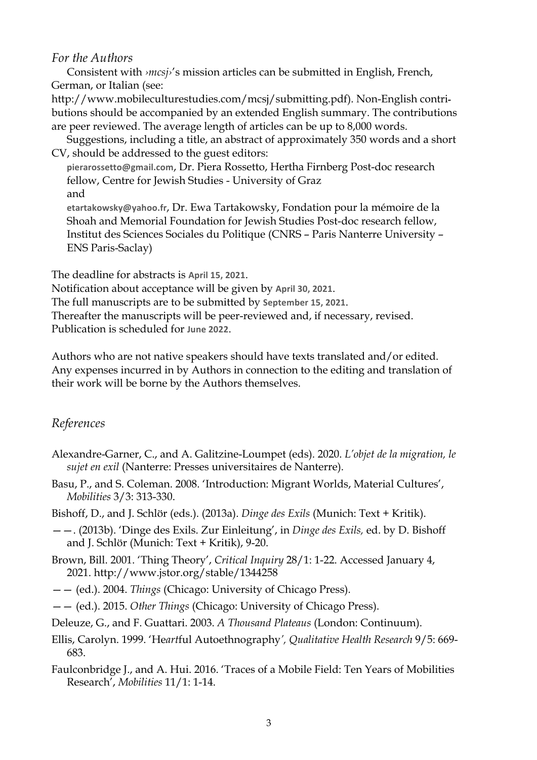## *For the Authors*

Consistent with *›mcsj›*'s mission articles can be submitted in English, French, German, or Italian (see: http://www.mobileculturestudies.com/mcsj/submitting.pdf). Non-English contributions should be accompanied by an extended English summary. The contributions are peer reviewed. The average length of articles can be up to 8,000 words.

Suggestions, including a title, an abstract of approximately 350 words and a short CV, should be addressed to the guest editors:

pierarossetto@gmail.com, Dr. Piera Rossetto, Hertha Firnberg Post-doc research fellow, Centre for Jewish Studies - University of Graz
and
etartakowsky@yahoo.fr, Dr. Ewa Tartakowsky, Fondation pour la mémoire de la Shoah and Memorial Foundation for Jewish Studies Post-doc research fellow, Institut des Sciences Sociales du Politique (CNRS – Paris Nanterre University – ENS Paris-Saclay)

The deadline for abstracts is **April 15, 2021**.
Notification about acceptance will be given by **April 30, 2021**.
The full manuscripts are to be submitted by **September 15, 2021**.
Thereafter the manuscripts will be peer-reviewed and, if necessary, revised.
Publication is scheduled for **June 2022**.

Authors who are not native speakers should have texts translated and/or edited. Any expenses incurred in by Authors in connection to the editing and translation of their work will be borne by the Authors themselves.

## *References*

Alexandre-Garner, C., and A. Galitzine-Loumpet (eds). 2020. *L'objet de la migration, le sujet en exil* (Nanterre: Presses universitaires de Nanterre).

Basu, P., and S. Coleman. 2008. 'Introduction: Migrant Worlds, Material Cultures', *Mobilities* 3/3: 313-330.

Bishoff, D., and J. Schlör (eds.). (2013a). *Dinge des Exils* (Munich: Text + Kritik).

— —. (2013b). 'Dinge des Exils. Zur Einleitung', in *Dinge des Exils,* ed. by D. Bishoff and J. Schlör (Munich: Text + Kritik), 9-20.

Brown, Bill. 2001. 'Thing Theory', *Critical Inquiry* 28/1: 1-22. Accessed January 4, 2021. http://www.jstor.org/stable/1344258

— — (ed.). 2004. *Things* (Chicago: University of Chicago Press).

— — (ed.). 2015. *Other Things* (Chicago: University of Chicago Press).

Deleuze, G., and F. Guattari. 2003. *A Thousand Plateaus* (London: Continuum).

Ellis, Carolyn. 1999. 'He*art*ful Autoethnography', *Qualitative Health Research* 9/5: 669-683.

Faulconbridge J., and A. Hui. 2016. 'Traces of a Mobile Field: Ten Years of Mobilities Research', *Mobilities* 11/1: 1-14.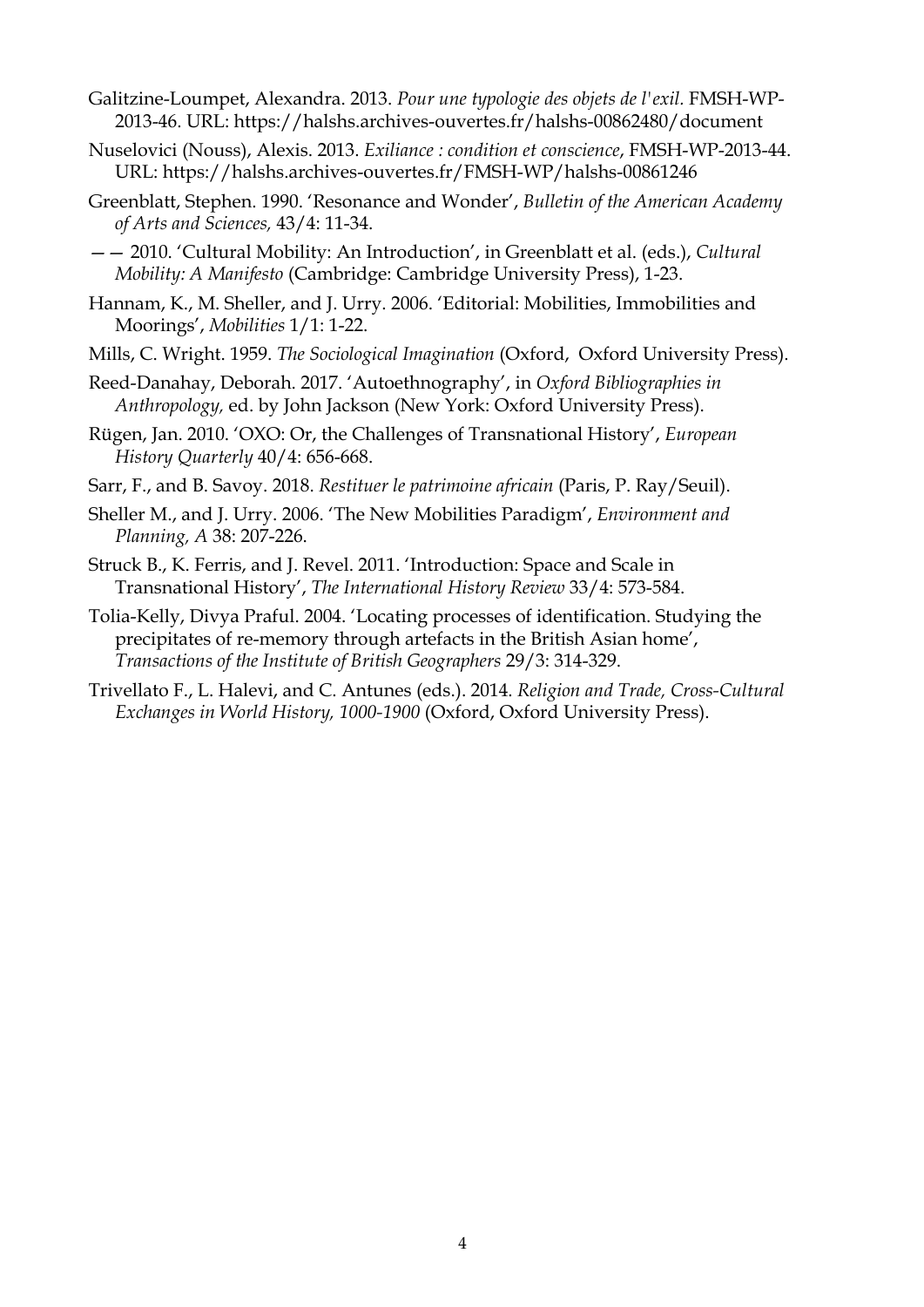Galitzine-Loumpet, Alexandra. 2013. *Pour une typologie des objets de l'exil.* FMSH-WP-2013-46. URL: https://halshs.archives-ouvertes.fr/halshs-00862480/document

Nuselovici (Nouss), Alexis. 2013. *Exiliance : condition et conscience*, FMSH-WP-2013-44. URL: https://halshs.archives-ouvertes.fr/FMSH-WP/halshs-00861246

Greenblatt, Stephen. 1990. 'Resonance and Wonder', *Bulletin of the American Academy of Arts and Sciences,* 43/4: 11-34.

— — 2010. 'Cultural Mobility: An Introduction', in Greenblatt et al. (eds.), *Cultural Mobility: A Manifesto* (Cambridge: Cambridge University Press), 1-23.

Hannam, K., M. Sheller, and J. Urry. 2006. 'Editorial: Mobilities, Immobilities and Moorings', *Mobilities* 1/1: 1-22.

Mills, C. Wright. 1959. *The Sociological Imagination* (Oxford, Oxford University Press).

Reed-Danahay, Deborah. 2017. 'Autoethnography', in *Oxford Bibliographies in Anthropology,* ed. by John Jackson (New York: Oxford University Press).

Rügen, Jan. 2010. 'OXO: Or, the Challenges of Transnational History', *European History Quarterly* 40/4: 656-668.

Sarr, F., and B. Savoy. 2018. *Restituer le patrimoine africain* (Paris, P. Ray/Seuil).

Sheller M., and J. Urry. 2006. 'The New Mobilities Paradigm', *Environment and Planning, A* 38: 207-226.

Struck B., K. Ferris, and J. Revel. 2011. 'Introduction: Space and Scale in Transnational History', *The International History Review* 33/4: 573-584.

Tolia-Kelly, Divya Praful. 2004. 'Locating processes of identification. Studying the precipitates of re-memory through artefacts in the British Asian home', *Transactions of the Institute of British Geographers* 29/3: 314-329.

Trivellato F., L. Halevi, and C. Antunes (eds.). 2014. *Religion and Trade, Cross-Cultural Exchanges in World History, 1000-1900* (Oxford, Oxford University Press).